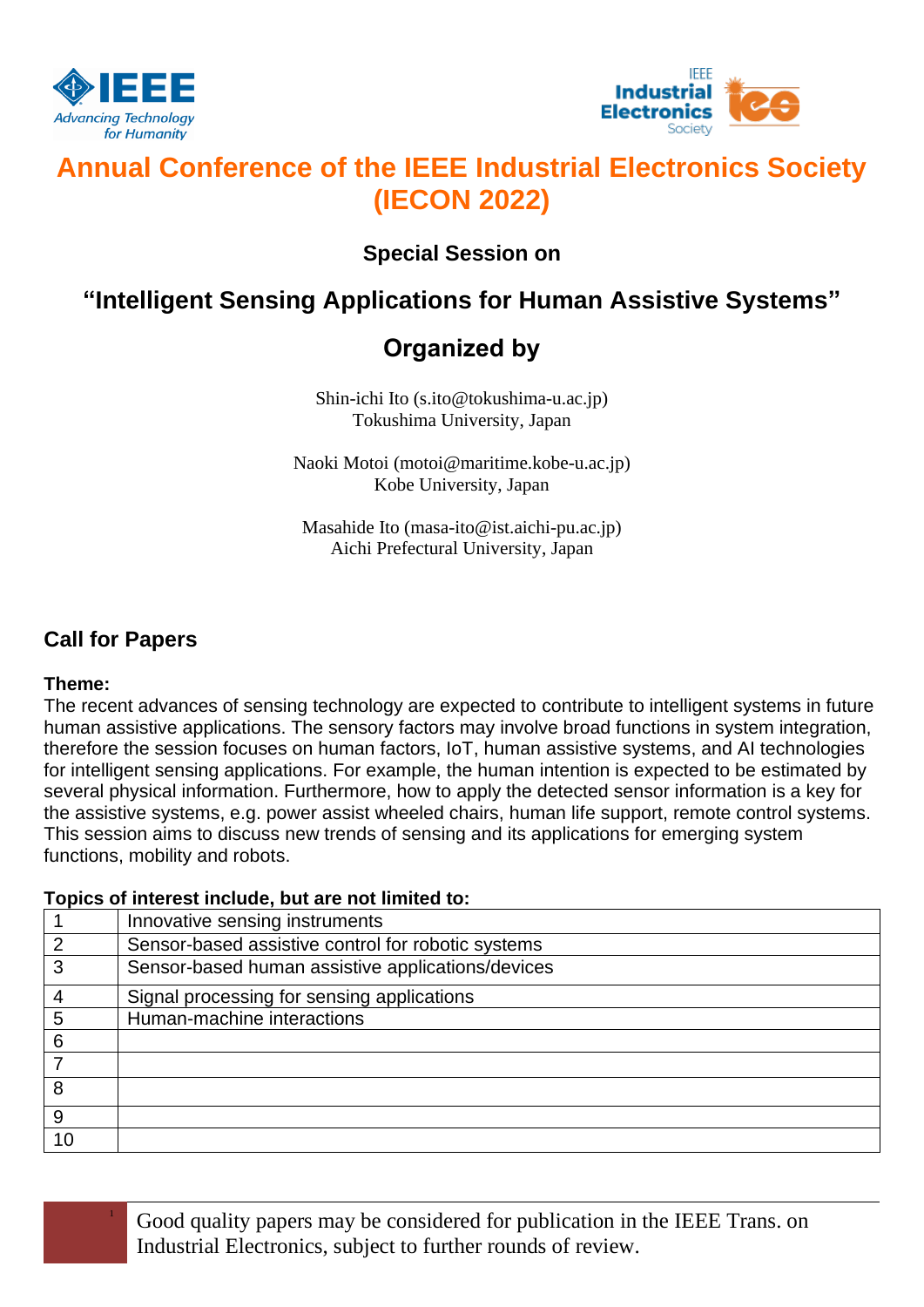# Annual Conference of the IEEE Industrial Electronics Society (IECON 2022)

### Special Session on

## "Intelligent Sensing Applications for Human Assistive Systems"

## Organized by

Shin-ichi Ito (s.ito@tokushima-u.ac.jp)
Tokushima University, Japan

Naoki Motoi (motoi@maritime.kobe-u.ac.jp)
Kobe University, Japan

Masahide Ito (masa-ito@ist.aichi-pu.ac.jp)
Aichi Prefectural University, Japan

## Call for Papers

**Theme:**
The recent advances of sensing technology are expected to contribute to intelligent systems in future human assistive applications. The sensory factors may involve broad functions in system integration, therefore the session focuses on human factors, IoT, human assistive systems, and AI technologies for intelligent sensing applications. For example, the human intention is expected to be estimated by several physical information. Furthermore, how to apply the detected sensor information is a key for the assistive systems, e.g. power assist wheeled chairs, human life support, remote control systems. This session aims to discuss new trends of sensing and its applications for emerging system functions, mobility and robots.

**Topics of interest include, but are not limited to:**

| | |
|---|---|
| 1 | Innovative sensing instruments |
| 2 | Sensor-based assistive control for robotic systems |
| 3 | Sensor-based human assistive applications/devices |
| 4 | Signal processing for sensing applications |
| 5 | Human-machine interactions |
| 6 | |
| 7 | |
| 8 | |
| 9 | |
| 10 | |

[1] Good quality papers may be considered for publication in the IEEE Trans. on Industrial Electronics, subject to further rounds of review.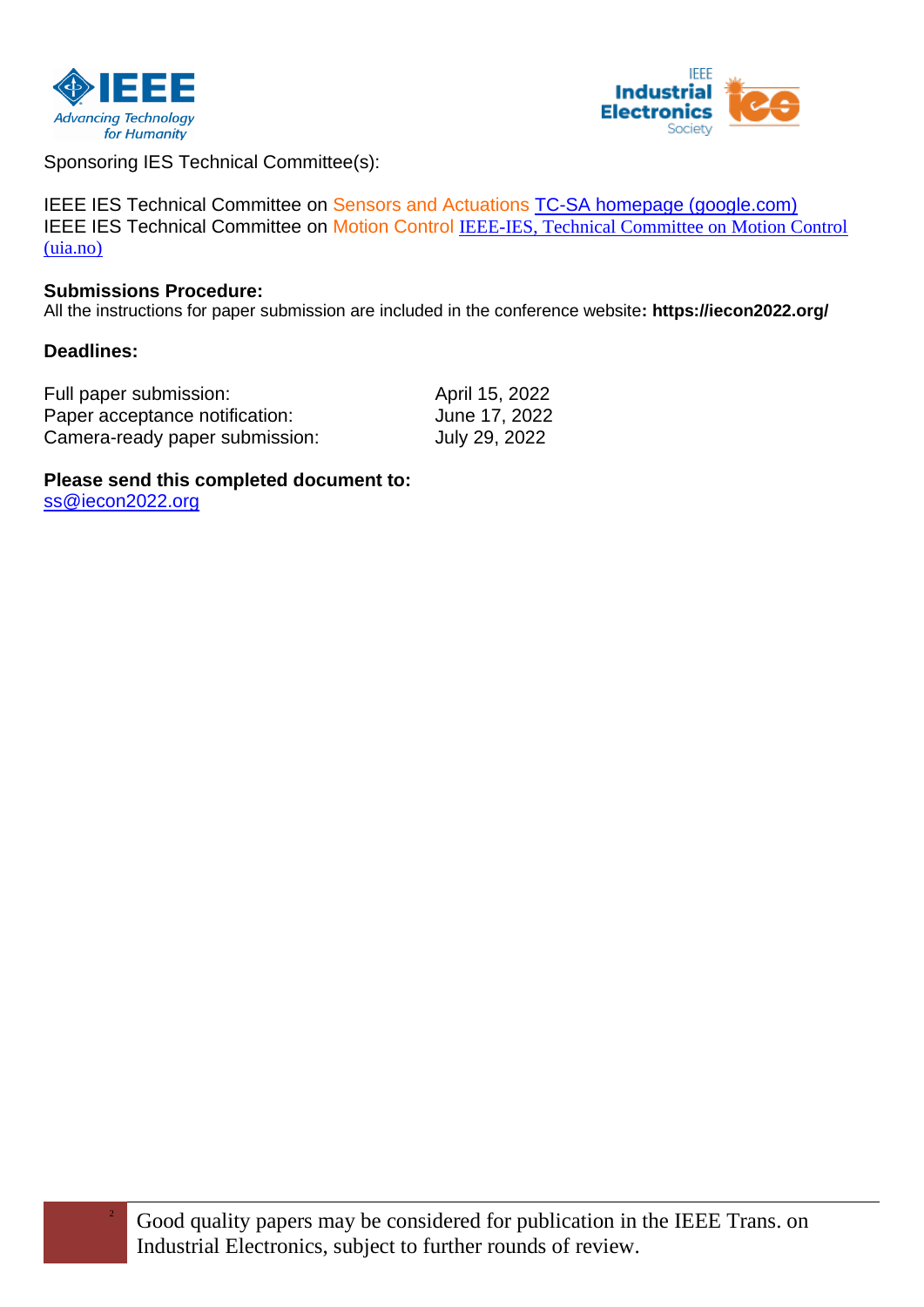Sponsoring IES Technical Committee(s):

IEEE IES Technical Committee on Sensors and Actuations TC-SA homepage (google.com)
IEEE IES Technical Committee on Motion Control IEEE-IES, Technical Committee on Motion Control (uia.no)

**Submissions Procedure:**
All the instructions for paper submission are included in the conference website**: https://iecon2022.org/**

**Deadlines:**

| | |
|---|---|
| Full paper submission: | April 15, 2022 |
| Paper acceptance notification: | June 17, 2022 |
| Camera-ready paper submission: | July 29, 2022 |

**Please send this completed document to:**
ss@iecon2022.org

[2] Good quality papers may be considered for publication in the IEEE Trans. on Industrial Electronics, subject to further rounds of review.